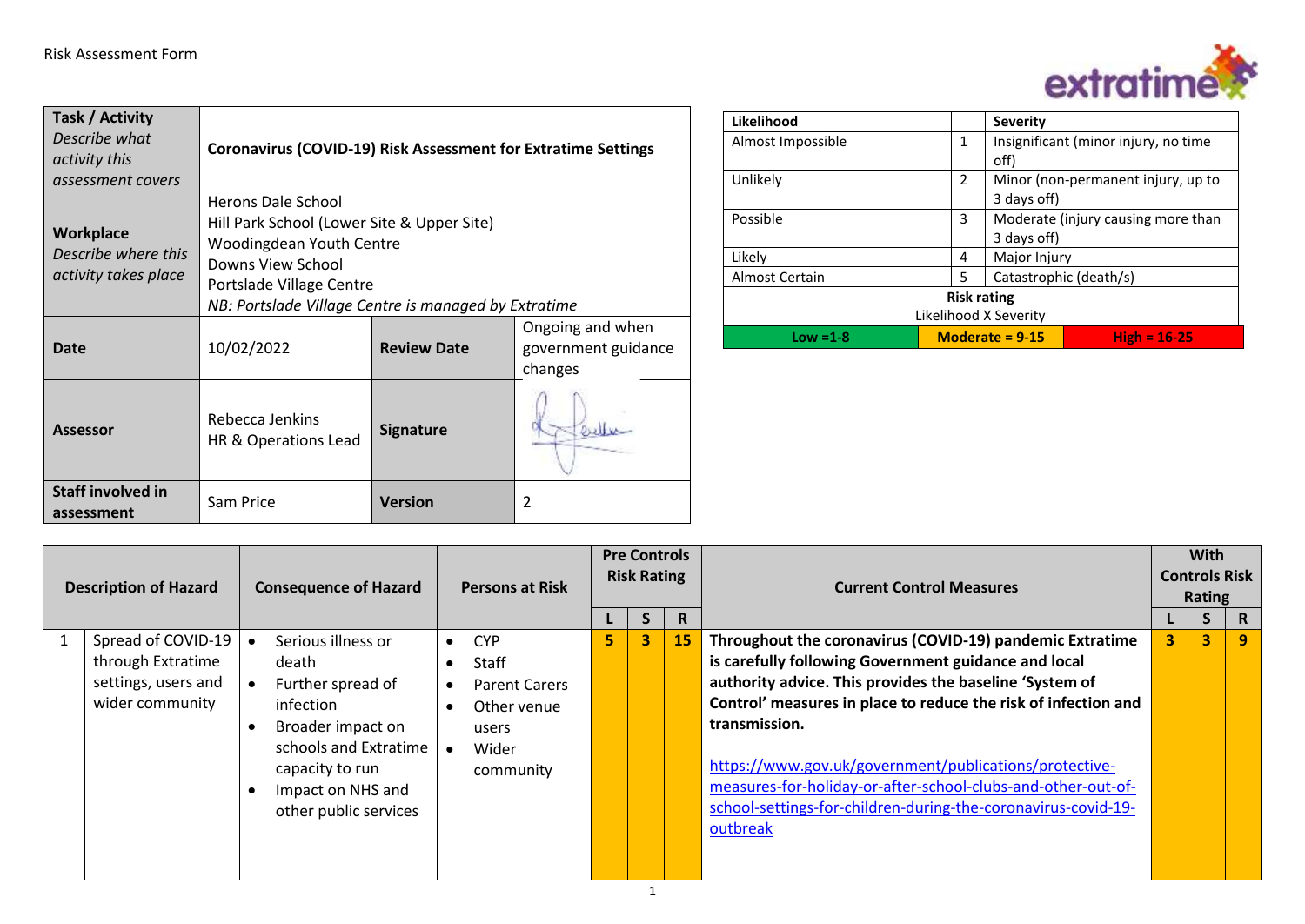Risk Assessment Form

| | | | |
|---|---|---|---|
| **Task / Activity** *Describe what activity this assessment covers* | **Coronavirus (COVID-19) Risk Assessment for Extratime Settings** | | |
| **Workplace** *Describe where this activity takes place* | Herons Dale School<br>Hill Park School (Lower Site & Upper Site)<br>Woodingdean Youth Centre<br>Downs View School<br>Portslade Village Centre<br>*NB: Portslade Village Centre is managed by Extratime* | | |
| **Date** | 10/02/2022 | **Review Date** | Ongoing and when government guidance changes |
| **Assessor** | Rebecca Jenkins<br>HR & Operations Lead | **Signature** | |
| **Staff involved in assessment** | Sam Price | **Version** | 2 |

| **Likelihood** | | **Severity** |
|---|---|---|
| Almost Impossible | 1 | Insignificant (minor injury, no time off) |
| Unlikely | 2 | Minor (non-permanent injury, up to 3 days off) |
| Possible | 3 | Moderate (injury causing more than 3 days off) |
| Likely | 4 | Major Injury |
| Almost Certain | 5 | Catastrophic (death/s) |

**Risk rating**
Likelihood X Severity

| Low =1-8 | Moderate = 9-15 | High = 16-25 |
|---|---|---|

| | Description of Hazard | Consequence of Hazard | Persons at Risk | Pre Controls Risk Rating | | | Current Control Measures | With Controls Risk Rating | | |
|---|---|---|---|---|---|---|---|---|---|---|
| | | | | L | S | R | | L | S | R |
| 1 | Spread of COVID-19 through Extratime settings, users and wider community | • Serious illness or death<br>• Further spread of infection<br>• Broader impact on schools and Extratime capacity to run<br>• Impact on NHS and other public services | • CYP<br>• Staff<br>• Parent Carers<br>• Other venue users<br>• Wider community | 5 | 3 | 15 | **Throughout the coronavirus (COVID-19) pandemic Extratime is carefully following Government guidance and local authority advice. This provides the baseline 'System of Control' measures in place to reduce the risk of infection and transmission.**<br><br>https://www.gov.uk/government/publications/protective-measures-for-holiday-or-after-school-clubs-and-other-out-of-school-settings-for-children-during-the-coronavirus-covid-19-outbreak | 3 | 3 | 9 |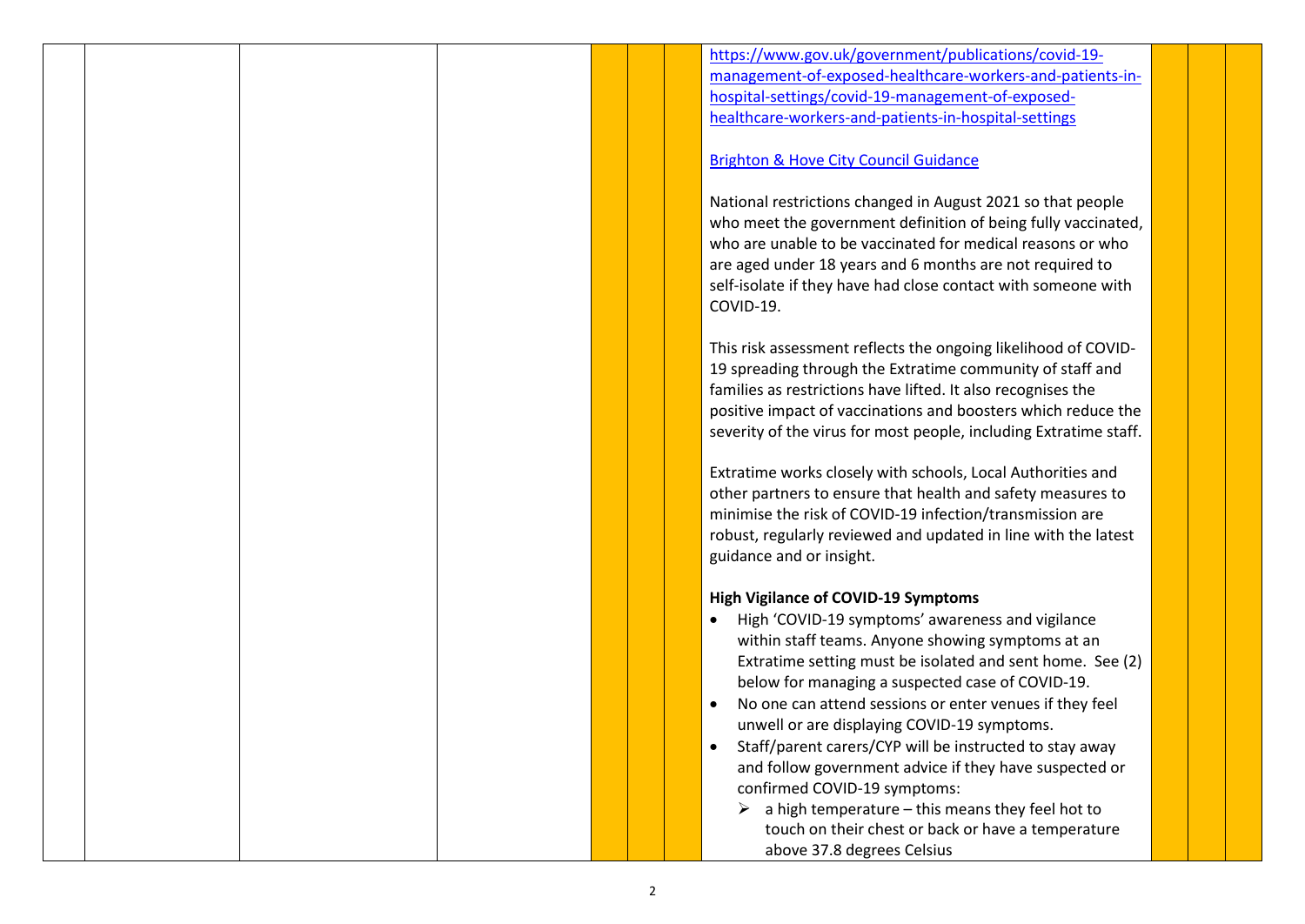| | | | | | | | | | |
|---|---|---|---|---|---|---|---|---|---|
| | | | | | | | https://www.gov.uk/government/publications/covid-19-management-of-exposed-healthcare-workers-and-patients-in-hospital-settings/covid-19-management-of-exposed-healthcare-workers-and-patients-in-hospital-settings<br><br>Brighton & Hove City Council Guidance<br><br>National restrictions changed in August 2021 so that people who meet the government definition of being fully vaccinated, who are unable to be vaccinated for medical reasons or who are aged under 18 years and 6 months are not required to self-isolate if they have had close contact with someone with COVID-19.<br><br>This risk assessment reflects the ongoing likelihood of COVID-19 spreading through the Extratime community of staff and families as restrictions have lifted. It also recognises the positive impact of vaccinations and boosters which reduce the severity of the virus for most people, including Extratime staff.<br><br>Extratime works closely with schools, Local Authorities and other partners to ensure that health and safety measures to minimise the risk of COVID-19 infection/transmission are robust, regularly reviewed and updated in line with the latest guidance and or insight.<br><br>**High Vigilance of COVID-19 Symptoms**<br>• High 'COVID-19 symptoms' awareness and vigilance within staff teams. Anyone showing symptoms at an Extratime setting must be isolated and sent home. See (2) below for managing a suspected case of COVID-19.<br>• No one can attend sessions or enter venues if they feel unwell or are displaying COVID-19 symptoms.<br>• Staff/parent carers/CYP will be instructed to stay away and follow government advice if they have suspected or confirmed COVID-19 symptoms:<br>&nbsp;&nbsp;➢ a high temperature – this means they feel hot to touch on their chest or back or have a temperature above 37.8 degrees Celsius | | | |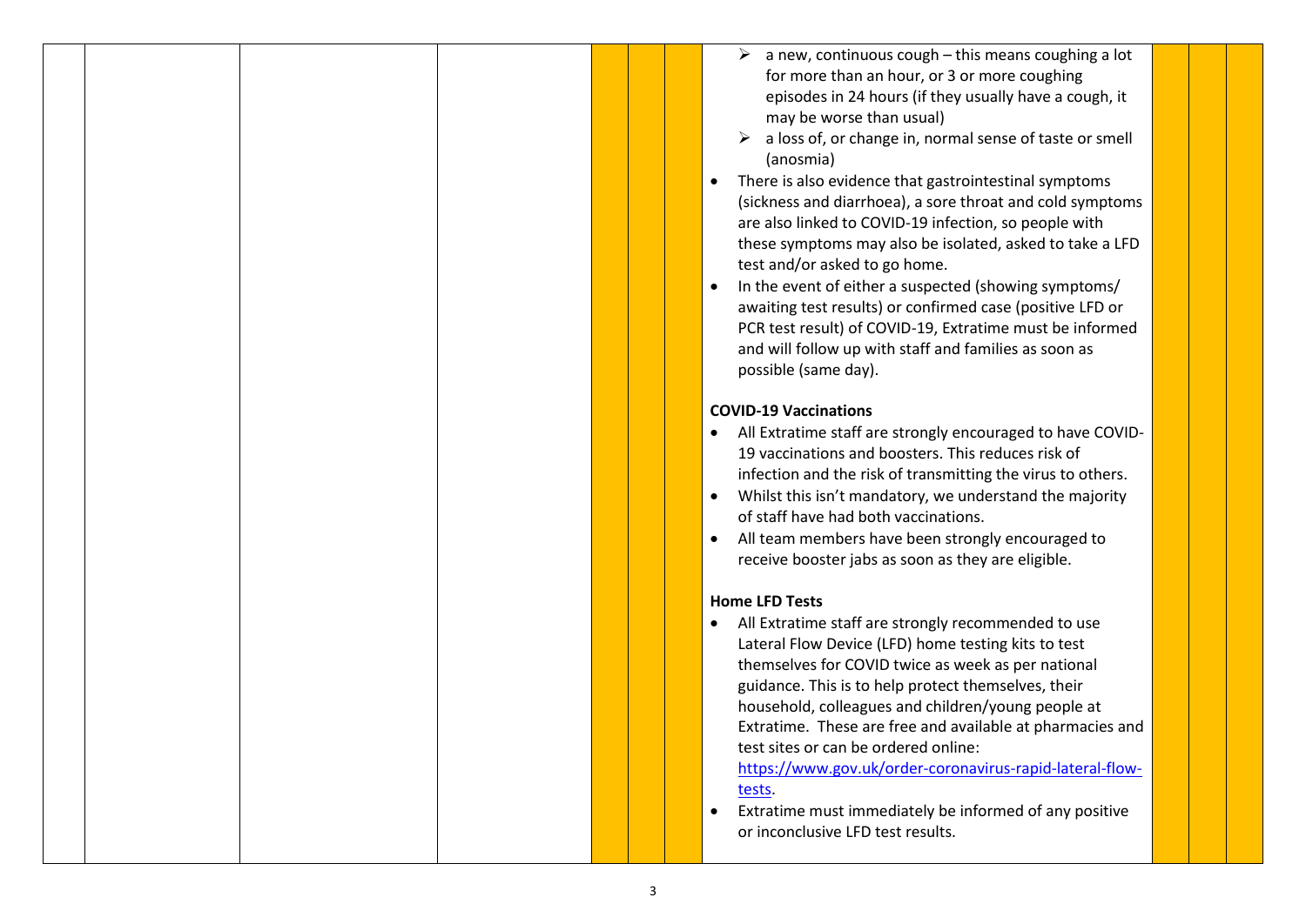| | | | | | | | | | |
|---|---|---|---|---|---|---|---|---|---|
| | | | | | | ➢ a new, continuous cough – this means coughing a lot for more than an hour, or 3 or more coughing episodes in 24 hours (if they usually have a cough, it may be worse than usual)<br>➢ a loss of, or change in, normal sense of taste or smell (anosmia)<br>• There is also evidence that gastrointestinal symptoms (sickness and diarrhoea), a sore throat and cold symptoms are also linked to COVID-19 infection, so people with these symptoms may also be isolated, asked to take a LFD test and/or asked to go home.<br>• In the event of either a suspected (showing symptoms/ awaiting test results) or confirmed case (positive LFD or PCR test result) of COVID-19, Extratime must be informed and will follow up with staff and families as soon as possible (same day).<br><br>**COVID-19 Vaccinations**<br>• All Extratime staff are strongly encouraged to have COVID-19 vaccinations and boosters. This reduces risk of infection and the risk of transmitting the virus to others.<br>• Whilst this isn't mandatory, we understand the majority of staff have had both vaccinations.<br>• All team members have been strongly encouraged to receive booster jabs as soon as they are eligible.<br><br>**Home LFD Tests**<br>• All Extratime staff are strongly recommended to use Lateral Flow Device (LFD) home testing kits to test themselves for COVID twice as week as per national guidance. This is to help protect themselves, their household, colleagues and children/young people at Extratime. These are free and available at pharmacies and test sites or can be ordered online: [https://www.gov.uk/order-coronavirus-rapid-lateral-flow-tests](https://www.gov.uk/order-coronavirus-rapid-lateral-flow-tests).<br>• Extratime must immediately be informed of any positive or inconclusive LFD test results. | | | |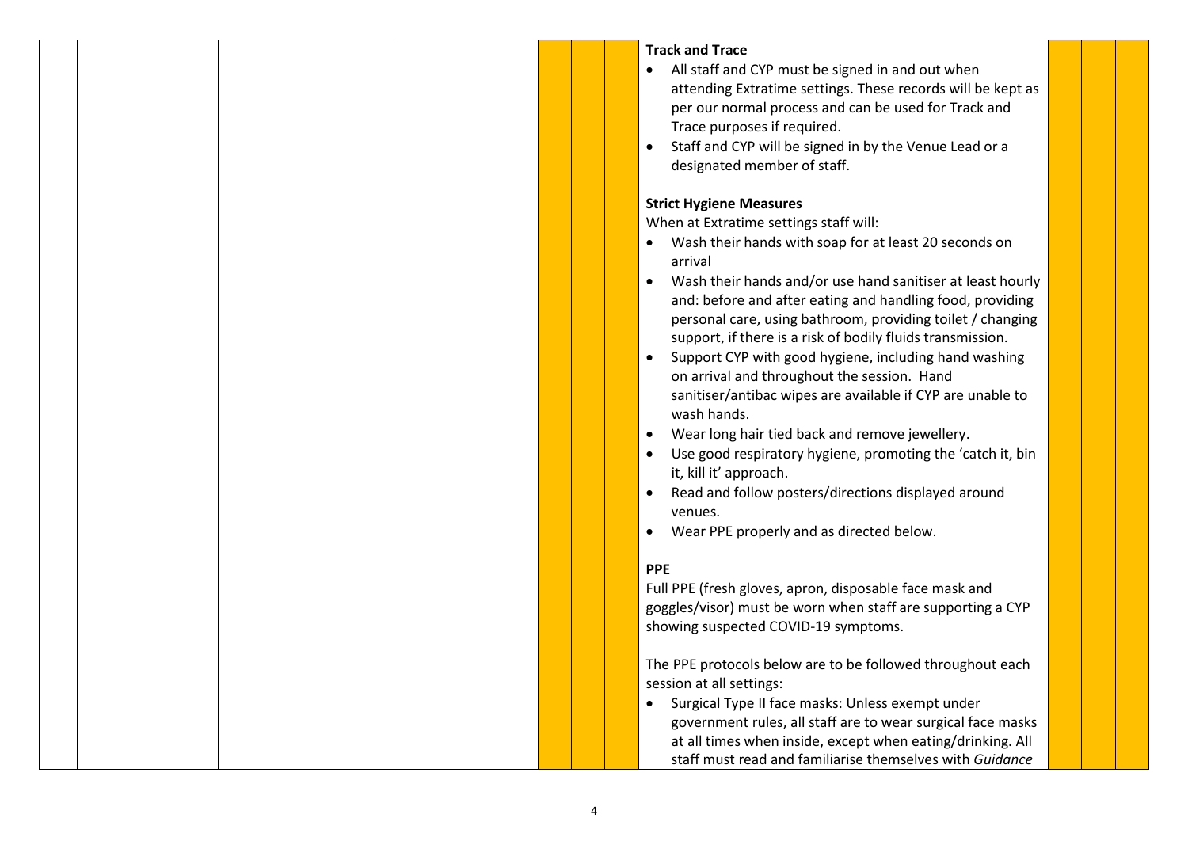| | | | | | | | | | | |
|---|---|---|---|---|---|---|---|---|---|---|
| | | | | | | | **Track and Trace**<br>• All staff and CYP must be signed in and out when attending Extratime settings. These records will be kept as per our normal process and can be used for Track and Trace purposes if required.<br>• Staff and CYP will be signed in by the Venue Lead or a designated member of staff.<br><br>**Strict Hygiene Measures**<br>When at Extratime settings staff will:<br>• Wash their hands with soap for at least 20 seconds on arrival<br>• Wash their hands and/or use hand sanitiser at least hourly and: before and after eating and handling food, providing personal care, using bathroom, providing toilet / changing support, if there is a risk of bodily fluids transmission.<br>• Support CYP with good hygiene, including hand washing on arrival and throughout the session. Hand sanitiser/antibac wipes are available if CYP are unable to wash hands.<br>• Wear long hair tied back and remove jewellery.<br>• Use good respiratory hygiene, promoting the 'catch it, bin it, kill it' approach.<br>• Read and follow posters/directions displayed around venues.<br>• Wear PPE properly and as directed below.<br><br>**PPE**<br>Full PPE (fresh gloves, apron, disposable face mask and goggles/visor) must be worn when staff are supporting a CYP showing suspected COVID-19 symptoms.<br><br>The PPE protocols below are to be followed throughout each session at all settings:<br>• Surgical Type II face masks: Unless exempt under government rules, all staff are to wear surgical face masks at all times when inside, except when eating/drinking. All staff must read and familiarise themselves with *Guidance* | | | |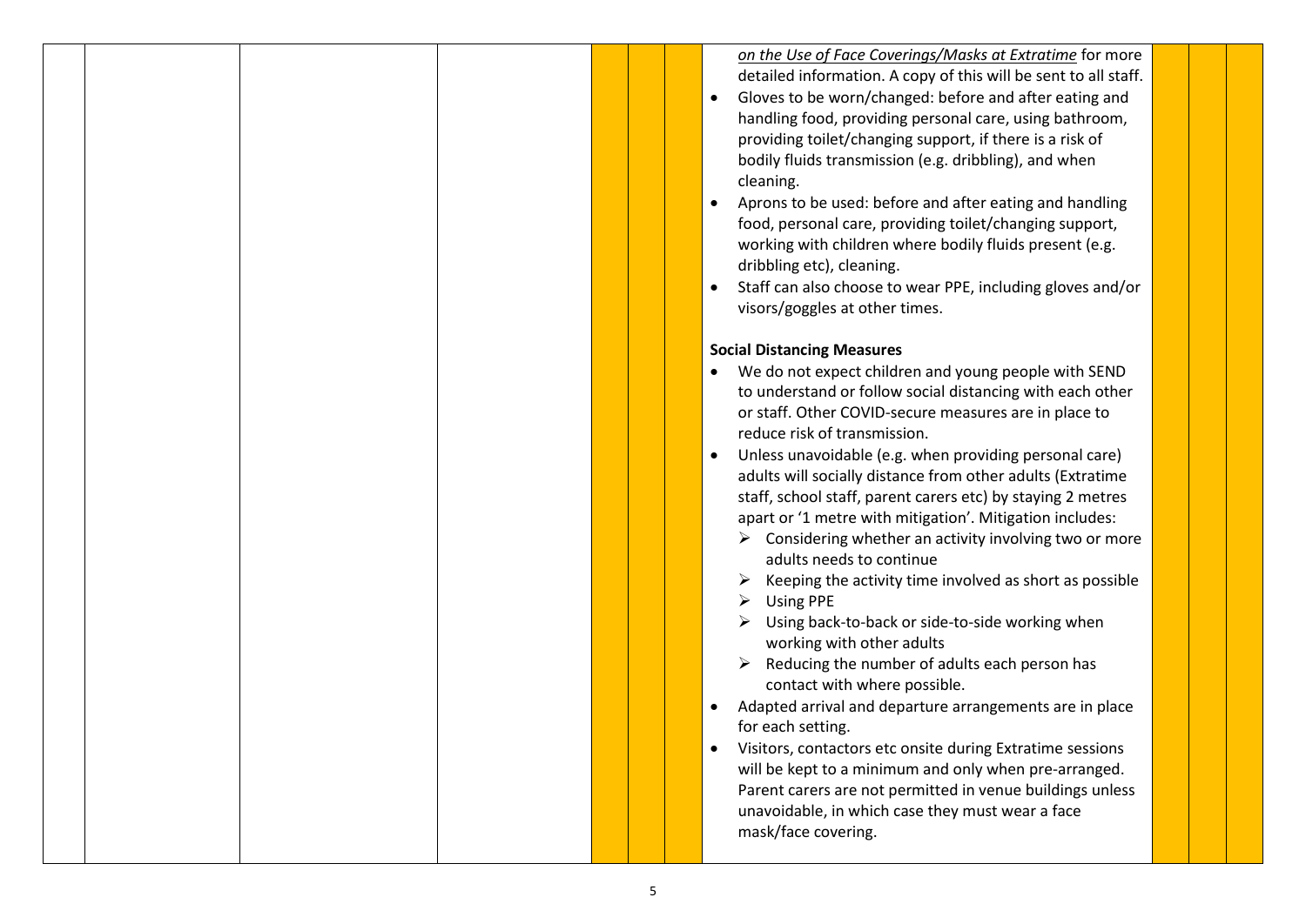*on the Use of Face Coverings/Masks at Extratime* for more detailed information. A copy of this will be sent to all staff.

- Gloves to be worn/changed: before and after eating and handling food, providing personal care, using bathroom, providing toilet/changing support, if there is a risk of bodily fluids transmission (e.g. dribbling), and when cleaning.
- Aprons to be used: before and after eating and handling food, personal care, providing toilet/changing support, working with children where bodily fluids present (e.g. dribbling etc), cleaning.
- Staff can also choose to wear PPE, including gloves and/or visors/goggles at other times.

**Social Distancing Measures**

- We do not expect children and young people with SEND to understand or follow social distancing with each other or staff. Other COVID-secure measures are in place to reduce risk of transmission.
- Unless unavoidable (e.g. when providing personal care) adults will socially distance from other adults (Extratime staff, school staff, parent carers etc) by staying 2 metres apart or '1 metre with mitigation'. Mitigation includes:
  - Considering whether an activity involving two or more adults needs to continue
  - Keeping the activity time involved as short as possible
  - Using PPE
  - Using back-to-back or side-to-side working when working with other adults
  - Reducing the number of adults each person has contact with where possible.
- Adapted arrival and departure arrangements are in place for each setting.
- Visitors, contactors etc onsite during Extratime sessions will be kept to a minimum and only when pre-arranged. Parent carers are not permitted in venue buildings unless unavoidable, in which case they must wear a face mask/face covering.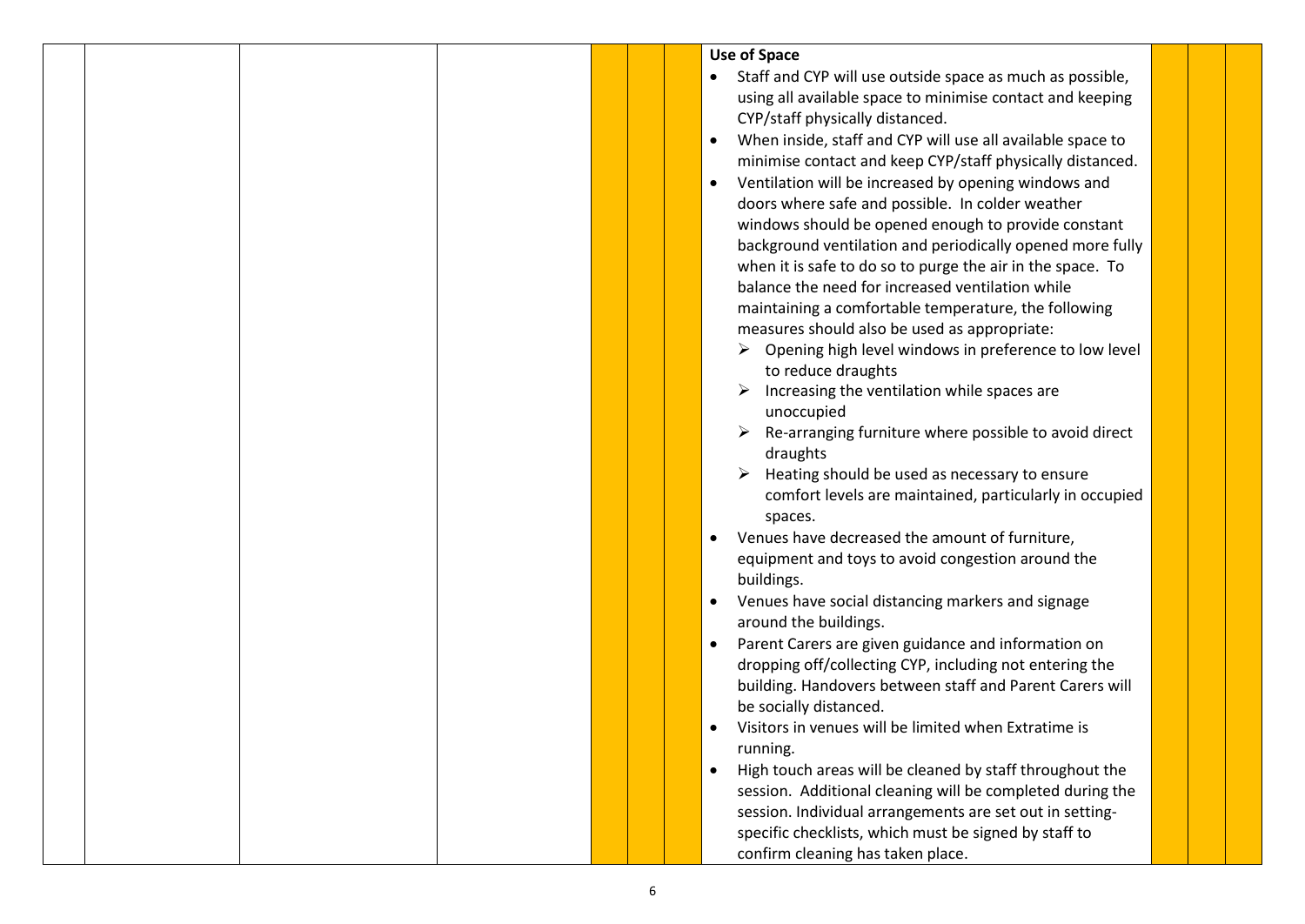| | | | | | | | | | |
|---|---|---|---|---|---|---|---|---|---|
| | | | | | | **Use of Space**<br>• Staff and CYP will use outside space as much as possible, using all available space to minimise contact and keeping CYP/staff physically distanced.<br>• When inside, staff and CYP will use all available space to minimise contact and keep CYP/staff physically distanced.<br>• Ventilation will be increased by opening windows and doors where safe and possible. In colder weather windows should be opened enough to provide constant background ventilation and periodically opened more fully when it is safe to do so to purge the air in the space. To balance the need for increased ventilation while maintaining a comfortable temperature, the following measures should also be used as appropriate:<br>➢ Opening high level windows in preference to low level to reduce draughts<br>➢ Increasing the ventilation while spaces are unoccupied<br>➢ Re-arranging furniture where possible to avoid direct draughts<br>➢ Heating should be used as necessary to ensure comfort levels are maintained, particularly in occupied spaces.<br>• Venues have decreased the amount of furniture, equipment and toys to avoid congestion around the buildings.<br>• Venues have social distancing markers and signage around the buildings.<br>• Parent Carers are given guidance and information on dropping off/collecting CYP, including not entering the building. Handovers between staff and Parent Carers will be socially distanced.<br>• Visitors in venues will be limited when Extratime is running.<br>• High touch areas will be cleaned by staff throughout the session. Additional cleaning will be completed during the session. Individual arrangements are set out in setting-specific checklists, which must be signed by staff to confirm cleaning has taken place. | | | |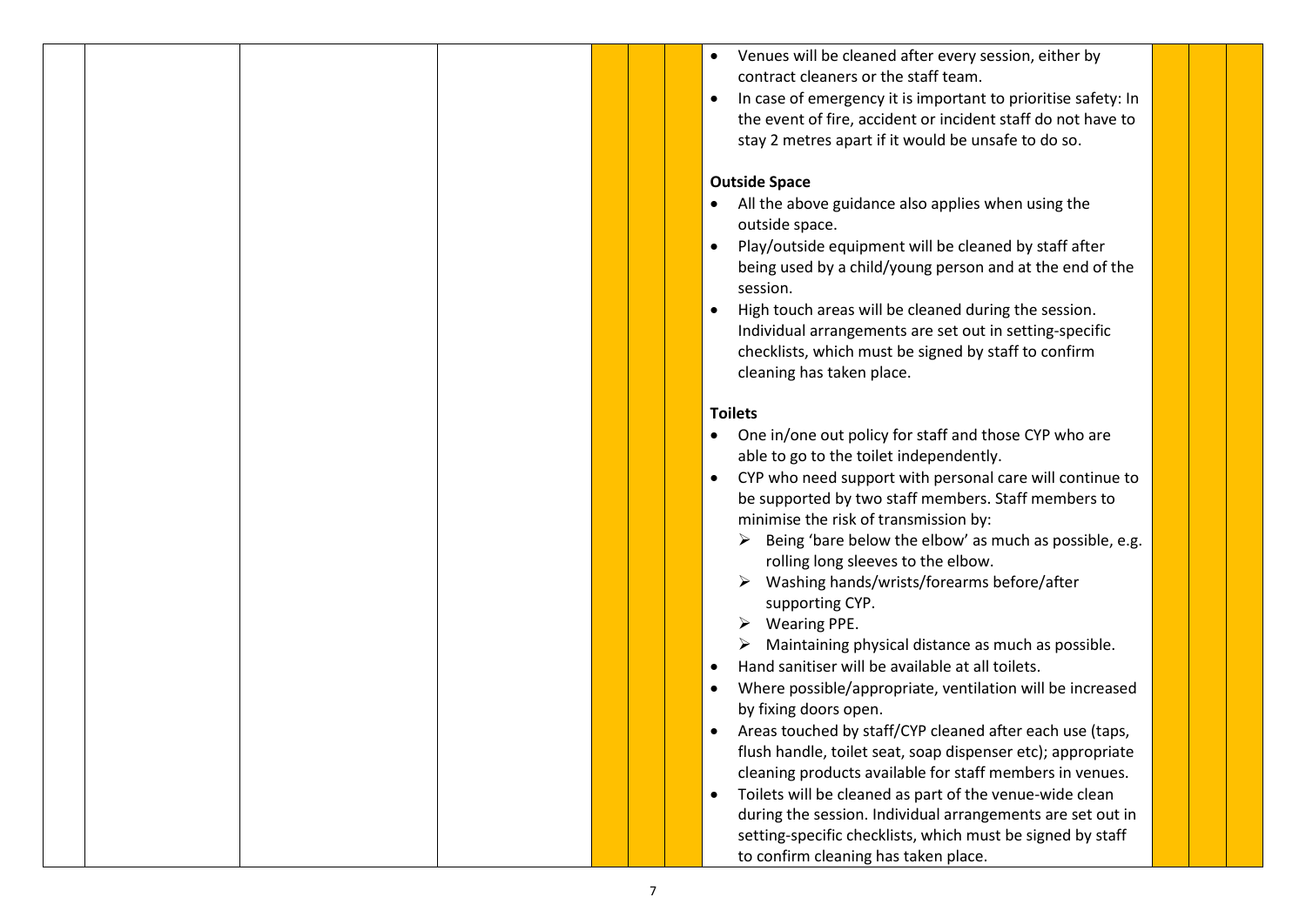| | | | | | | | | | | |
|---|---|---|---|---|---|---|---|---|---|---|
| | | | | | | | • Venues will be cleaned after every session, either by contract cleaners or the staff team.<br>• In case of emergency it is important to prioritise safety: In the event of fire, accident or incident staff do not have to stay 2 metres apart if it would be unsafe to do so.<br><br>**Outside Space**<br>• All the above guidance also applies when using the outside space.<br>• Play/outside equipment will be cleaned by staff after being used by a child/young person and at the end of the session.<br>• High touch areas will be cleaned during the session. Individual arrangements are set out in setting-specific checklists, which must be signed by staff to confirm cleaning has taken place.<br><br>**Toilets**<br>• One in/one out policy for staff and those CYP who are able to go to the toilet independently.<br>• CYP who need support with personal care will continue to be supported by two staff members. Staff members to minimise the risk of transmission by:<br>➢ Being 'bare below the elbow' as much as possible, e.g. rolling long sleeves to the elbow.<br>➢ Washing hands/wrists/forearms before/after supporting CYP.<br>➢ Wearing PPE.<br>➢ Maintaining physical distance as much as possible.<br>• Hand sanitiser will be available at all toilets.<br>• Where possible/appropriate, ventilation will be increased by fixing doors open.<br>• Areas touched by staff/CYP cleaned after each use (taps, flush handle, toilet seat, soap dispenser etc); appropriate cleaning products available for staff members in venues.<br>• Toilets will be cleaned as part of the venue-wide clean during the session. Individual arrangements are set out in setting-specific checklists, which must be signed by staff to confirm cleaning has taken place. | | | |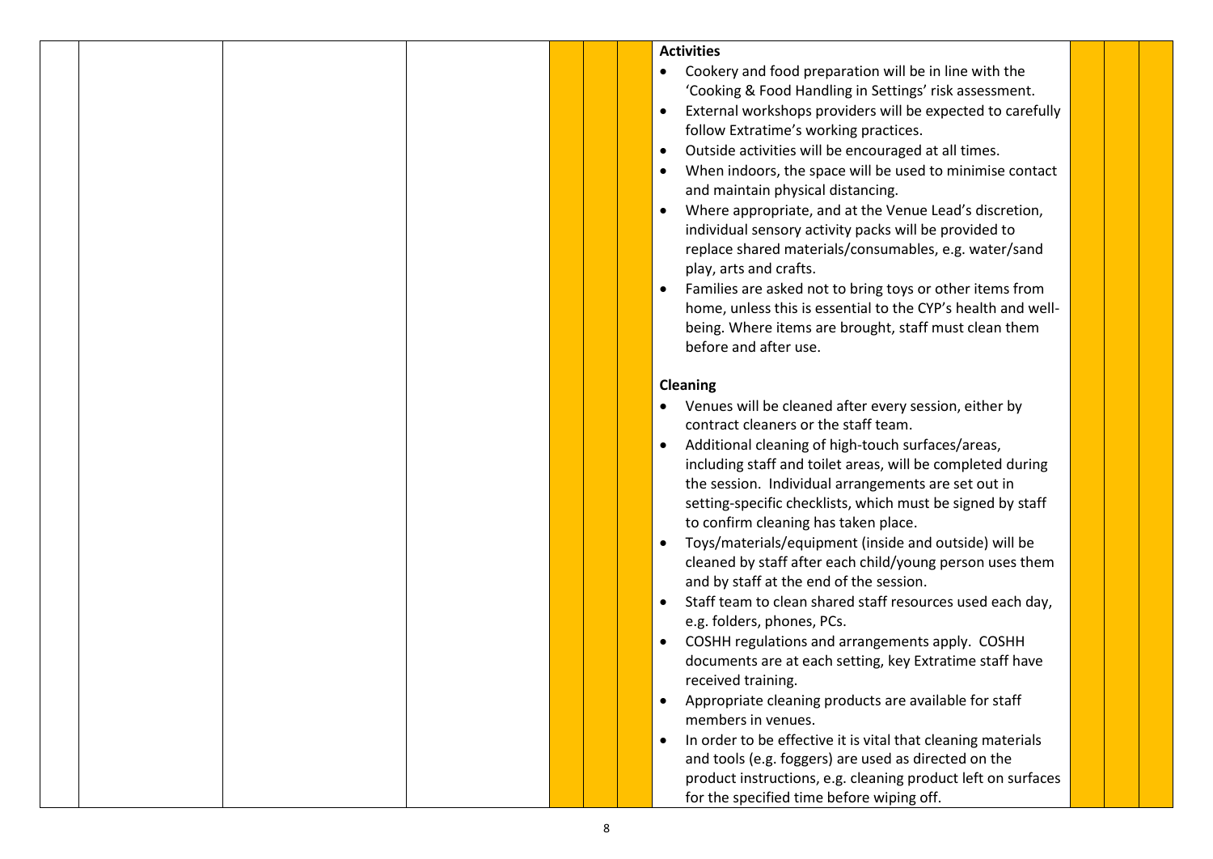| | | | | | | | | | | |
|---|---|---|---|---|---|---|---|---|---|---|
| | | | | | | | **Activities**<br>• Cookery and food preparation will be in line with the 'Cooking & Food Handling in Settings' risk assessment.<br>• External workshops providers will be expected to carefully follow Extratime's working practices.<br>• Outside activities will be encouraged at all times.<br>• When indoors, the space will be used to minimise contact and maintain physical distancing.<br>• Where appropriate, and at the Venue Lead's discretion, individual sensory activity packs will be provided to replace shared materials/consumables, e.g. water/sand play, arts and crafts.<br>• Families are asked not to bring toys or other items from home, unless this is essential to the CYP's health and well-being. Where items are brought, staff must clean them before and after use.<br><br>**Cleaning**<br>• Venues will be cleaned after every session, either by contract cleaners or the staff team.<br>• Additional cleaning of high-touch surfaces/areas, including staff and toilet areas, will be completed during the session. Individual arrangements are set out in setting-specific checklists, which must be signed by staff to confirm cleaning has taken place.<br>• Toys/materials/equipment (inside and outside) will be cleaned by staff after each child/young person uses them and by staff at the end of the session.<br>• Staff team to clean shared staff resources used each day, e.g. folders, phones, PCs.<br>• COSHH regulations and arrangements apply. COSHH documents are at each setting, key Extratime staff have received training.<br>• Appropriate cleaning products are available for staff members in venues.<br>• In order to be effective it is vital that cleaning materials and tools (e.g. foggers) are used as directed on the product instructions, e.g. cleaning product left on surfaces for the specified time before wiping off. | | | |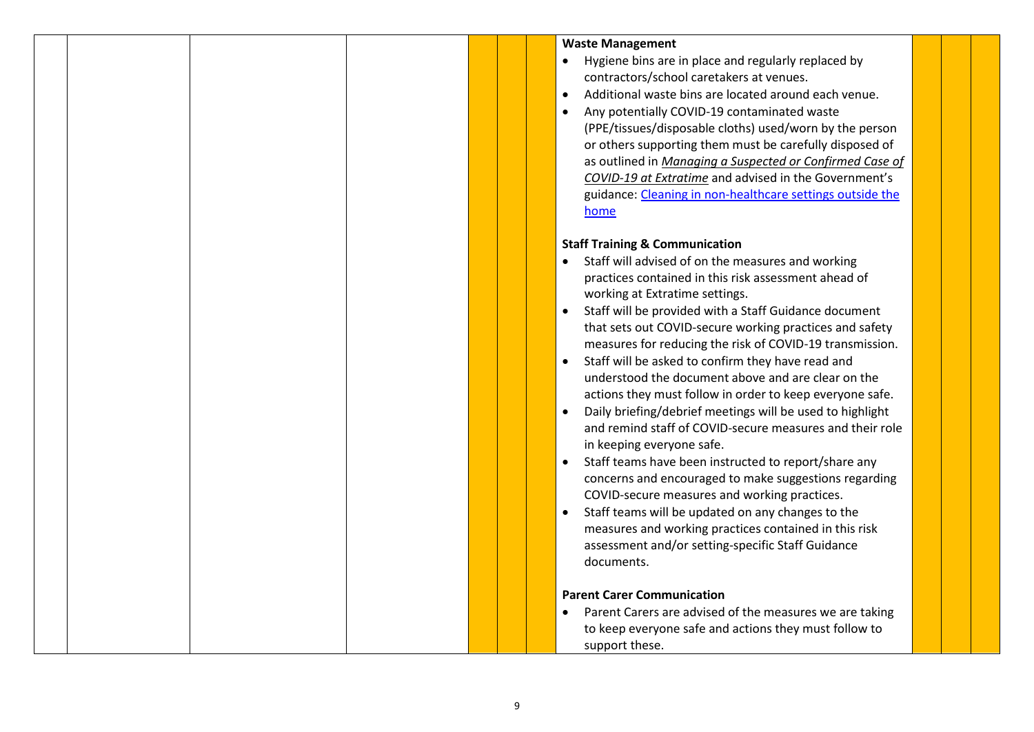| | | | | | | | | | | |
|---|---|---|---|---|---|---|---|---|---|---|
| | | | | | | | **Waste Management**<br>• Hygiene bins are in place and regularly replaced by contractors/school caretakers at venues.<br>• Additional waste bins are located around each venue.<br>• Any potentially COVID-19 contaminated waste (PPE/tissues/disposable cloths) used/worn by the person or others supporting them must be carefully disposed of as outlined in ***Managing a Suspected or Confirmed Case of COVID-19 at Extratime*** and advised in the Government's guidance: [Cleaning in non-healthcare settings outside the home](#)<br><br>**Staff Training & Communication**<br>• Staff will advised of on the measures and working practices contained in this risk assessment ahead of working at Extratime settings.<br>• Staff will be provided with a Staff Guidance document that sets out COVID-secure working practices and safety measures for reducing the risk of COVID-19 transmission.<br>• Staff will be asked to confirm they have read and understood the document above and are clear on the actions they must follow in order to keep everyone safe.<br>• Daily briefing/debrief meetings will be used to highlight and remind staff of COVID-secure measures and their role in keeping everyone safe.<br>• Staff teams have been instructed to report/share any concerns and encouraged to make suggestions regarding COVID-secure measures and working practices.<br>• Staff teams will be updated on any changes to the measures and working practices contained in this risk assessment and/or setting-specific Staff Guidance documents.<br><br>**Parent Carer Communication**<br>• Parent Carers are advised of the measures we are taking to keep everyone safe and actions they must follow to support these. | | | |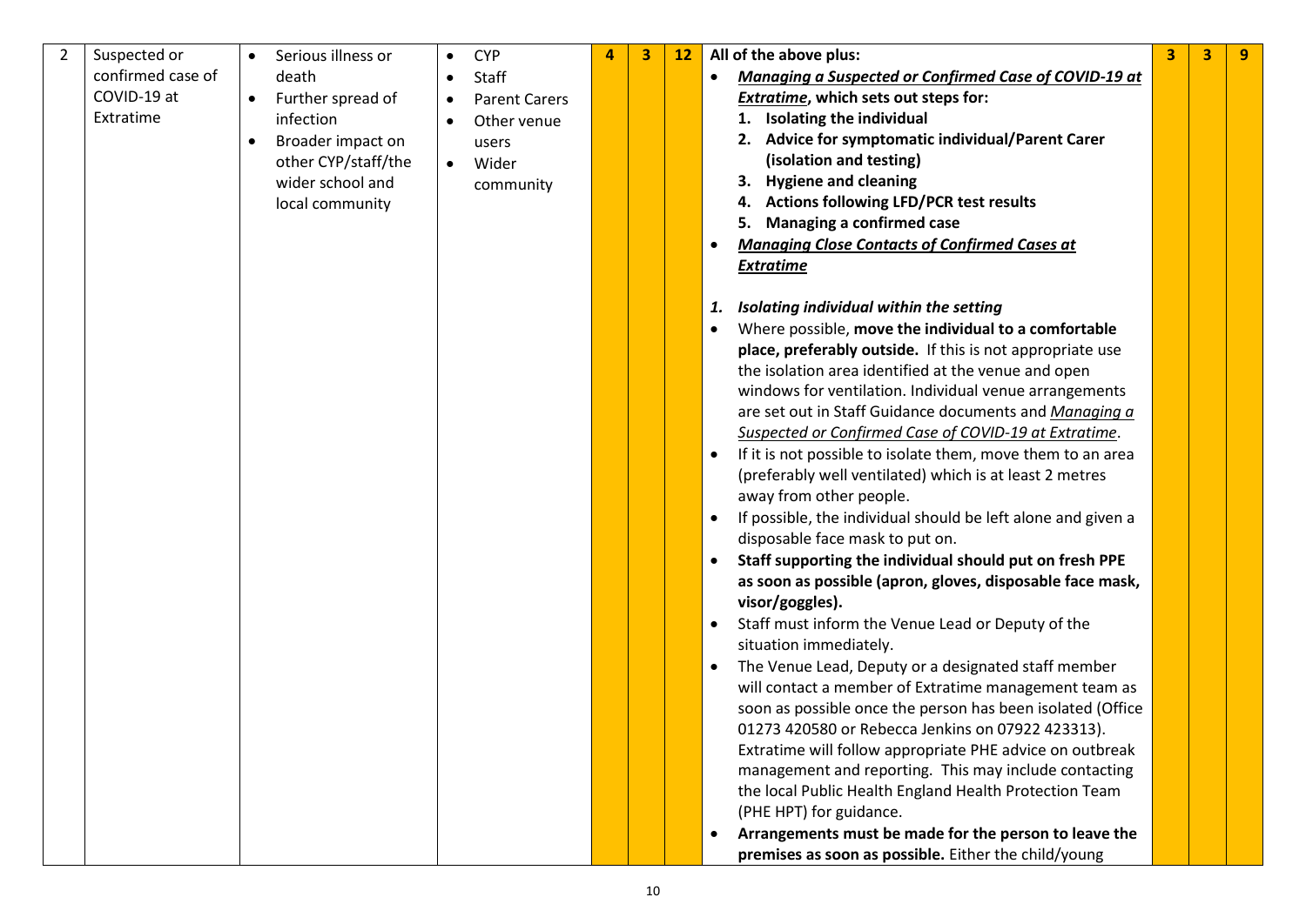| | | | | | | | | | | |
|---|---|---|---|---|---|---|---|---|---|---|
| 2 | Suspected or confirmed case of COVID-19 at Extratime | • Serious illness or death<br>• Further spread of infection<br>• Broader impact on other CYP/staff/the wider school and local community | • CYP<br>• Staff<br>• Parent Carers<br>• Other venue users<br>• Wider community | 4 | 3 | 12 | **All of the above plus:**<br>• ***Managing a Suspected or Confirmed Case of COVID-19 at Extratime*, which sets out steps for:**<br>**1. Isolating the individual**<br>**2. Advice for symptomatic individual/Parent Carer (isolation and testing)**<br>**3. Hygiene and cleaning**<br>**4. Actions following LFD/PCR test results**<br>**5. Managing a confirmed case**<br>• ***Managing Close Contacts of Confirmed Cases at Extratime***<br><br>***1. Isolating individual within the setting***<br>• Where possible, **move the individual to a comfortable place, preferably outside.** If this is not appropriate use the isolation area identified at the venue and open windows for ventilation. Individual venue arrangements are set out in Staff Guidance documents and *Managing a Suspected or Confirmed Case of COVID-19 at Extratime*.<br>• If it is not possible to isolate them, move them to an area (preferably well ventilated) which is at least 2 metres away from other people.<br>• If possible, the individual should be left alone and given a disposable face mask to put on.<br>• **Staff supporting the individual should put on fresh PPE as soon as possible (apron, gloves, disposable face mask, visor/goggles).**<br>• Staff must inform the Venue Lead or Deputy of the situation immediately.<br>• The Venue Lead, Deputy or a designated staff member will contact a member of Extratime management team as soon as possible once the person has been isolated (Office 01273 420580 or Rebecca Jenkins on 07922 423313). Extratime will follow appropriate PHE advice on outbreak management and reporting. This may include contacting the local Public Health England Health Protection Team (PHE HPT) for guidance.<br>• **Arrangements must be made for the person to leave the premises as soon as possible.** Either the child/young | 3 | 3 | 9 |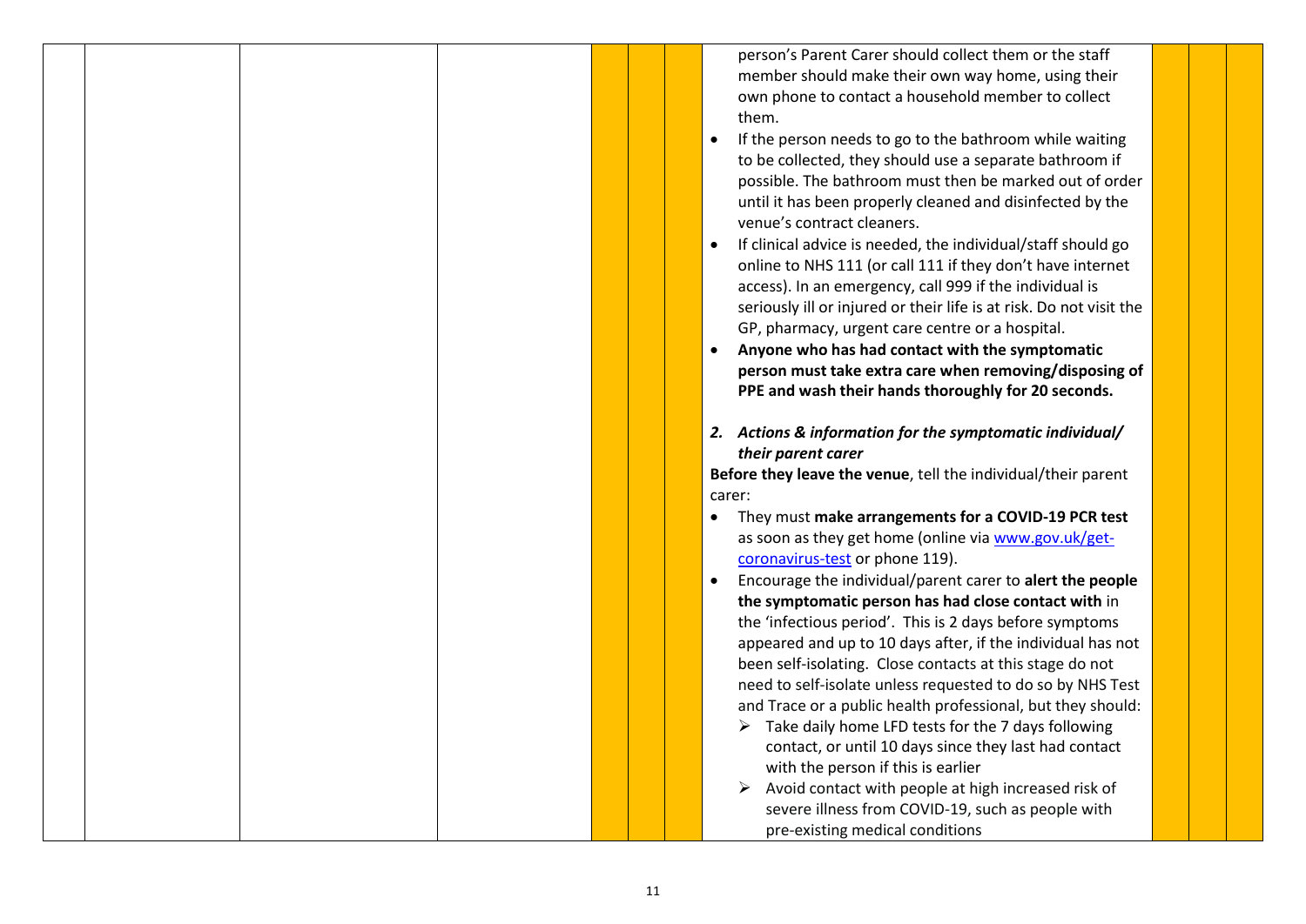| | | | | | | | | | |
|---|---|---|---|---|---|---|---|---|---|
| | | | | | | person's Parent Carer should collect them or the staff member should make their own way home, using their own phone to contact a household member to collect them.<br>• If the person needs to go to the bathroom while waiting to be collected, they should use a separate bathroom if possible. The bathroom must then be marked out of order until it has been properly cleaned and disinfected by the venue's contract cleaners.<br>• If clinical advice is needed, the individual/staff should go online to NHS 111 (or call 111 if they don't have internet access). In an emergency, call 999 if the individual is seriously ill or injured or their life is at risk. Do not visit the GP, pharmacy, urgent care centre or a hospital.<br>• **Anyone who has had contact with the symptomatic person must take extra care when removing/disposing of PPE and wash their hands thoroughly for 20 seconds.**<br><br>***2. Actions & information for the symptomatic individual/ their parent carer***<br>**Before they leave the venue**, tell the individual/their parent carer:<br>• They must **make arrangements for a COVID-19 PCR test** as soon as they get home (online via [www.gov.uk/get-coronavirus-test](www.gov.uk/get-coronavirus-test) or phone 119).<br>• Encourage the individual/parent carer to **alert the people the symptomatic person has had close contact with** in the 'infectious period'. This is 2 days before symptoms appeared and up to 10 days after, if the individual has not been self-isolating. Close contacts at this stage do not need to self-isolate unless requested to do so by NHS Test and Trace or a public health professional, but they should:<br>  ➢ Take daily home LFD tests for the 7 days following contact, or until 10 days since they last had contact with the person if this is earlier<br>  ➢ Avoid contact with people at high increased risk of severe illness from COVID-19, such as people with pre-existing medical conditions | | | |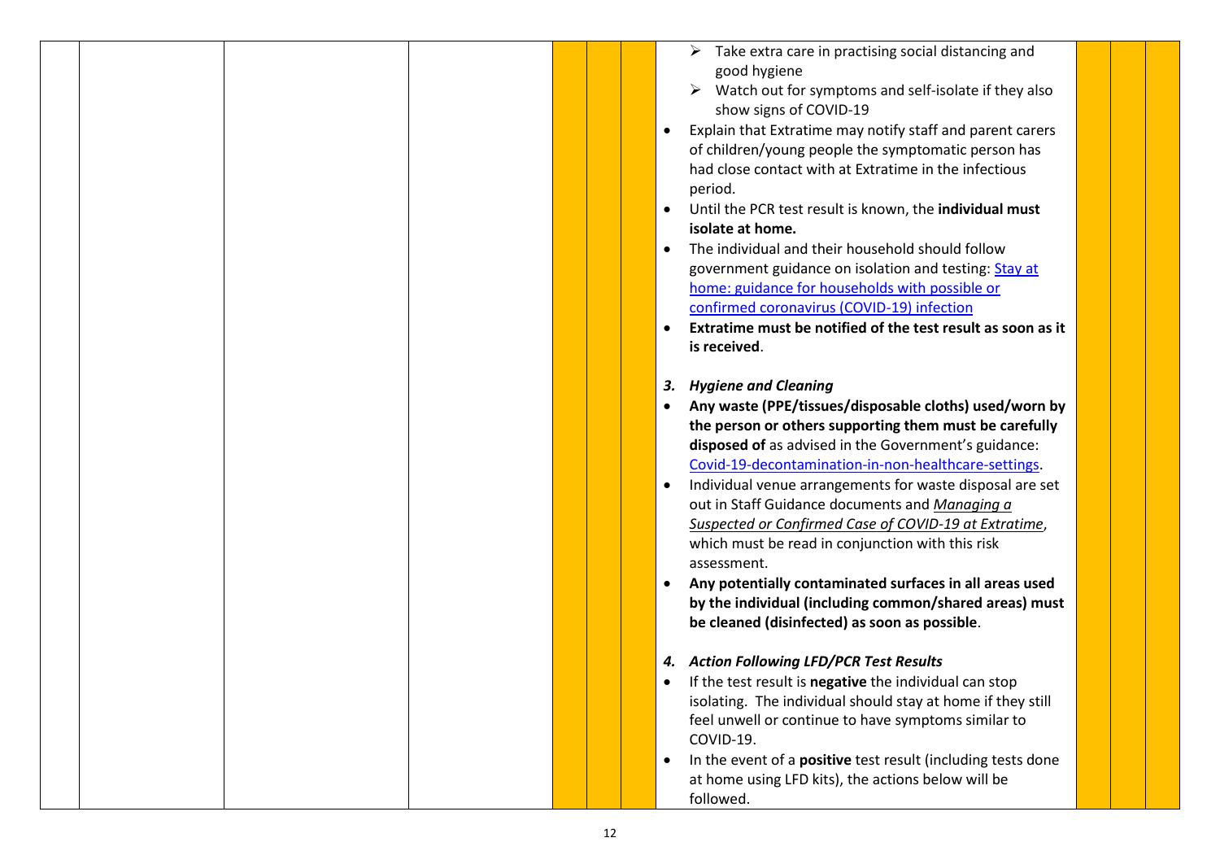| | | | | | | | | | |
|---|---|---|---|---|---|---|---|---|---|
| | | | | | | ➢ Take extra care in practising social distancing and good hygiene<br>➢ Watch out for symptoms and self-isolate if they also show signs of COVID-19<br>• Explain that Extratime may notify staff and parent carers of children/young people the symptomatic person has had close contact with at Extratime in the infectious period.<br>• Until the PCR test result is known, the **individual must isolate at home.**<br>• The individual and their household should follow government guidance on isolation and testing: [Stay at home: guidance for households with possible or confirmed coronavirus (COVID-19) infection]<br>• **Extratime must be notified of the test result as soon as it is received**.<br><br>***3. Hygiene and Cleaning***<br>• **Any waste (PPE/tissues/disposable cloths) used/worn by the person or others supporting them must be carefully disposed of** as advised in the Government's guidance: [Covid-19-decontamination-in-non-healthcare-settings].<br>• Individual venue arrangements for waste disposal are set out in Staff Guidance documents and *Managing a Suspected or Confirmed Case of COVID-19 at Extratime*, which must be read in conjunction with this risk assessment.<br>• **Any potentially contaminated surfaces in all areas used by the individual (including common/shared areas) must be cleaned (disinfected) as soon as possible**.<br><br>***4. Action Following LFD/PCR Test Results***<br>• If the test result is **negative** the individual can stop isolating. The individual should stay at home if they still feel unwell or continue to have symptoms similar to COVID-19.<br>• In the event of a **positive** test result (including tests done at home using LFD kits), the actions below will be followed. | | | |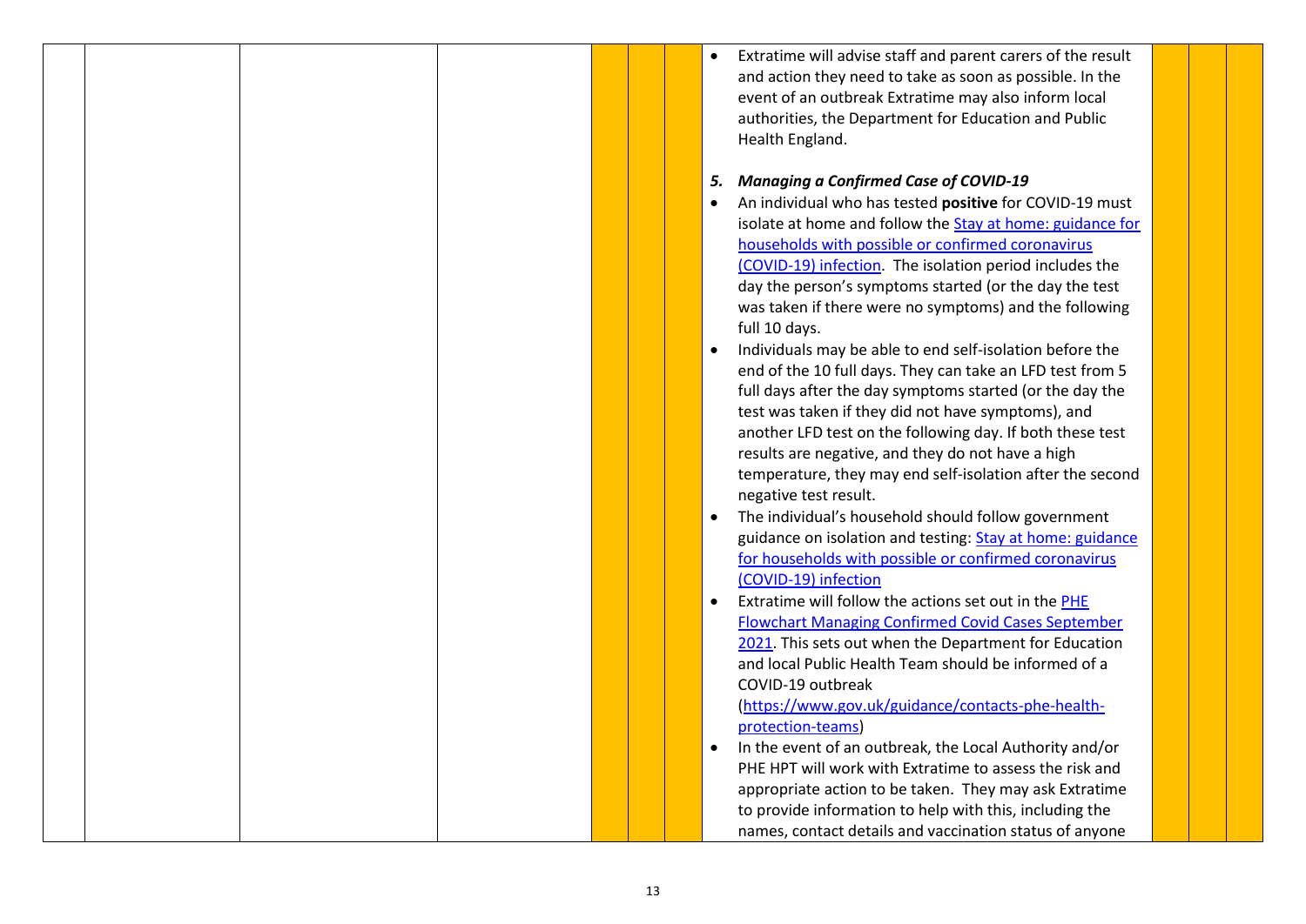| | | | | | | | | | |
|---|---|---|---|---|---|---|---|---|---|
| | | | | | | • Extratime will advise staff and parent carers of the result and action they need to take as soon as possible. In the event of an outbreak Extratime may also inform local authorities, the Department for Education and Public Health England.<br><br>***5. Managing a Confirmed Case of COVID-19***<br>• An individual who has tested **positive** for COVID-19 must isolate at home and follow the [Stay at home: guidance for households with possible or confirmed coronavirus (COVID-19) infection](). The isolation period includes the day the person's symptoms started (or the day the test was taken if there were no symptoms) and the following full 10 days.<br>• Individuals may be able to end self-isolation before the end of the 10 full days. They can take an LFD test from 5 full days after the day symptoms started (or the day the test was taken if they did not have symptoms), and another LFD test on the following day. If both these test results are negative, and they do not have a high temperature, they may end self-isolation after the second negative test result.<br>• The individual's household should follow government guidance on isolation and testing: [Stay at home: guidance for households with possible or confirmed coronavirus (COVID-19) infection]()<br>• Extratime will follow the actions set out in the [PHE Flowchart Managing Confirmed Covid Cases September 2021](). This sets out when the Department for Education and local Public Health Team should be informed of a COVID-19 outbreak ([https://www.gov.uk/guidance/contacts-phe-health-protection-teams](https://www.gov.uk/guidance/contacts-phe-health-protection-teams))<br>• In the event of an outbreak, the Local Authority and/or PHE HPT will work with Extratime to assess the risk and appropriate action to be taken. They may ask Extratime to provide information to help with this, including the names, contact details and vaccination status of anyone | | | |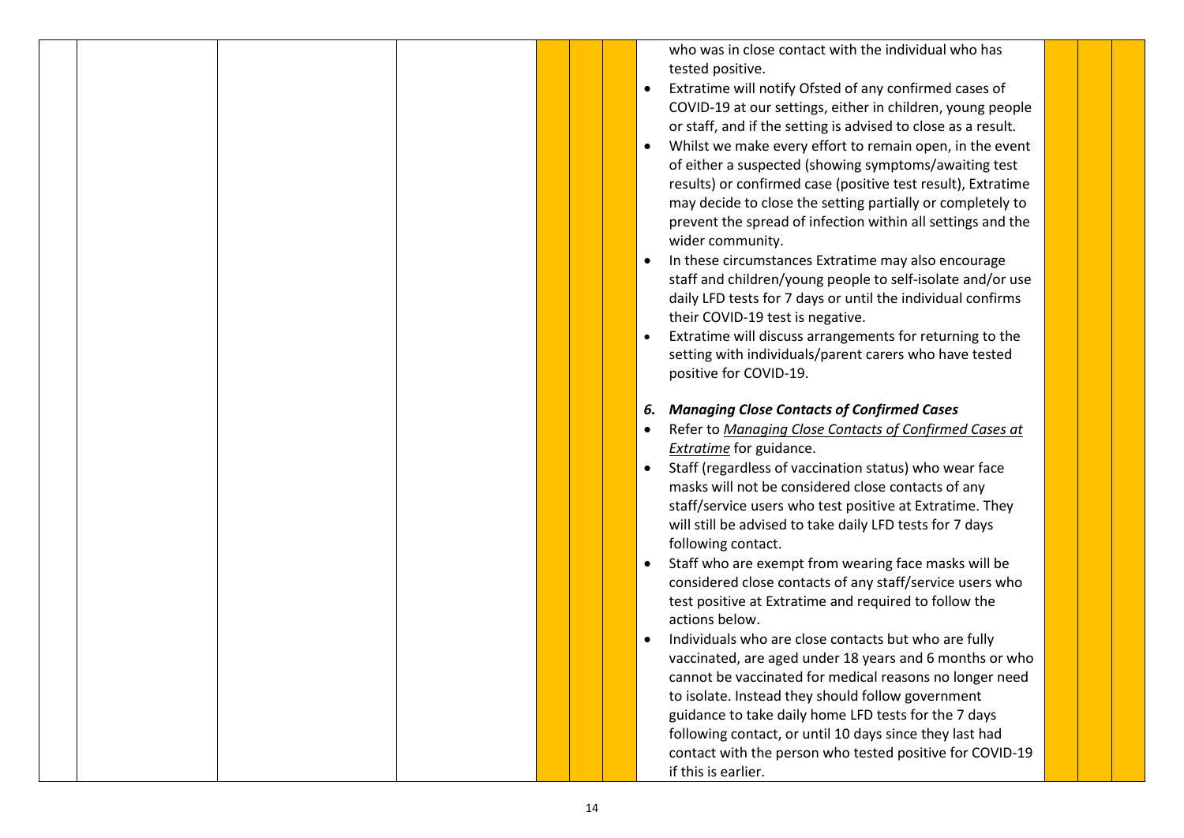| | | | | | | | | | |
|---|---|---|---|---|---|---|---|---|---|
| | | | | | | who was in close contact with the individual who has tested positive.<br>• Extratime will notify Ofsted of any confirmed cases of COVID-19 at our settings, either in children, young people or staff, and if the setting is advised to close as a result.<br>• Whilst we make every effort to remain open, in the event of either a suspected (showing symptoms/awaiting test results) or confirmed case (positive test result), Extratime may decide to close the setting partially or completely to prevent the spread of infection within all settings and the wider community.<br>• In these circumstances Extratime may also encourage staff and children/young people to self-isolate and/or use daily LFD tests for 7 days or until the individual confirms their COVID-19 test is negative.<br>• Extratime will discuss arrangements for returning to the setting with individuals/parent carers who have tested positive for COVID-19.<br><br>***6. Managing Close Contacts of Confirmed Cases***<br>• Refer to *Managing Close Contacts of Confirmed Cases at Extratime* for guidance.<br>• Staff (regardless of vaccination status) who wear face masks will not be considered close contacts of any staff/service users who test positive at Extratime. They will still be advised to take daily LFD tests for 7 days following contact.<br>• Staff who are exempt from wearing face masks will be considered close contacts of any staff/service users who test positive at Extratime and required to follow the actions below.<br>• Individuals who are close contacts but who are fully vaccinated, are aged under 18 years and 6 months or who cannot be vaccinated for medical reasons no longer need to isolate. Instead they should follow government guidance to take daily home LFD tests for the 7 days following contact, or until 10 days since they last had contact with the person who tested positive for COVID-19 if this is earlier. | | | |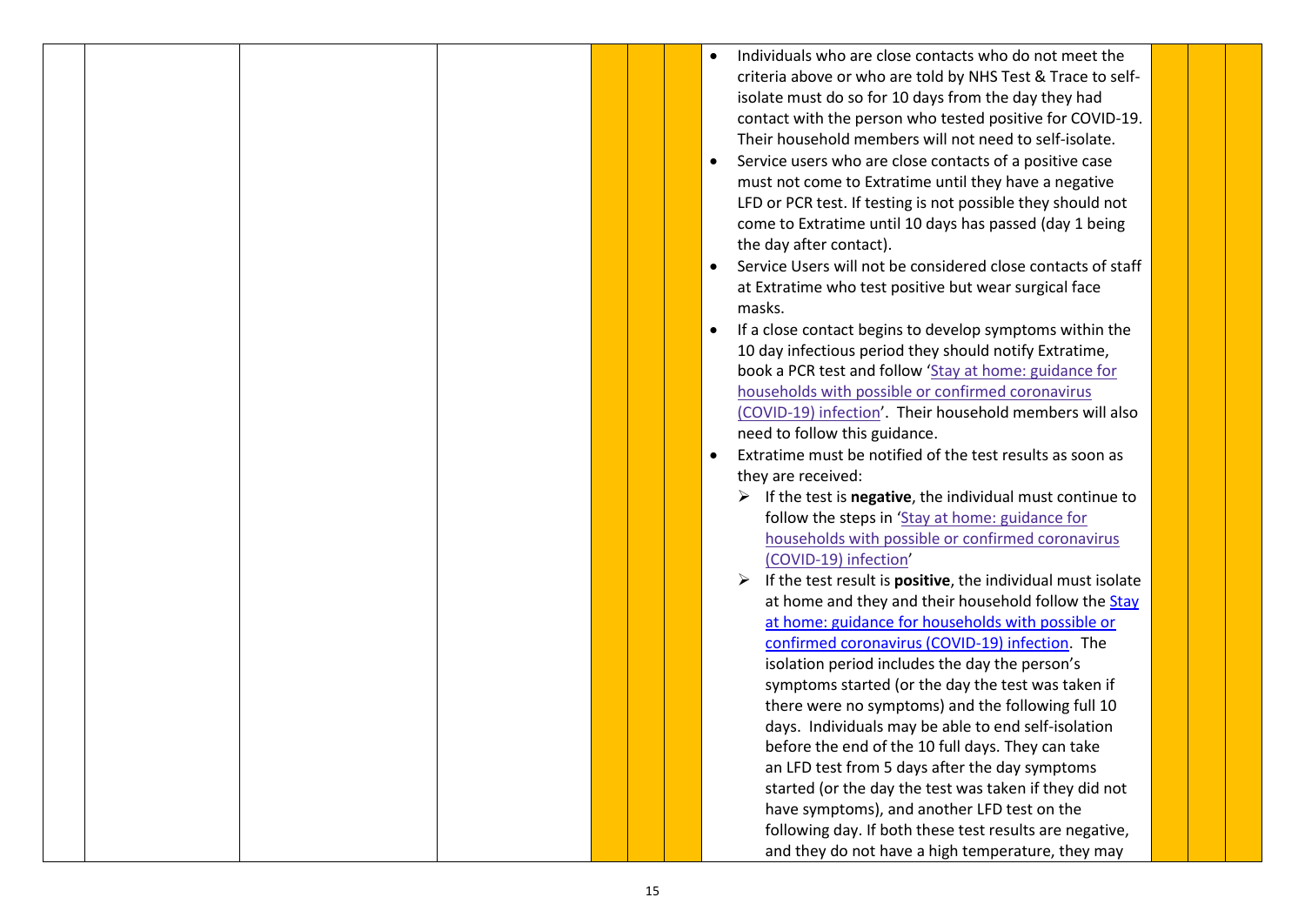| | | | | | | | | | |
|---|---|---|---|---|---|---|---|---|---|
| | | | | | | | <ul><li>Individuals who are close contacts who do not meet the criteria above or who are told by NHS Test & Trace to self-isolate must do so for 10 days from the day they had contact with the person who tested positive for COVID-19. Their household members will not need to self-isolate.</li><li>Service users who are close contacts of a positive case must not come to Extratime until they have a negative LFD or PCR test. If testing is not possible they should not come to Extratime until 10 days has passed (day 1 being the day after contact).</li><li>Service Users will not be considered close contacts of staff at Extratime who test positive but wear surgical face masks.</li><li>If a close contact begins to develop symptoms within the 10 day infectious period they should notify Extratime, book a PCR test and follow 'Stay at home: guidance for households with possible or confirmed coronavirus (COVID-19) infection'. Their household members will also need to follow this guidance.</li><li>Extratime must be notified of the test results as soon as they are received:<ul><li>If the test is **negative**, the individual must continue to follow the steps in 'Stay at home: guidance for households with possible or confirmed coronavirus (COVID-19) infection'</li><li>If the test result is **positive**, the individual must isolate at home and they and their household follow the Stay at home: guidance for households with possible or confirmed coronavirus (COVID-19) infection. The isolation period includes the day the person's symptoms started (or the day the test was taken if there were no symptoms) and the following full 10 days. Individuals may be able to end self-isolation before the end of the 10 full days. They can take an LFD test from 5 days after the day symptoms started (or the day the test was taken if they did not have symptoms), and another LFD test on the following day. If both these test results are negative, and they do not have a high temperature, they may</li></ul></li></ul> | | | |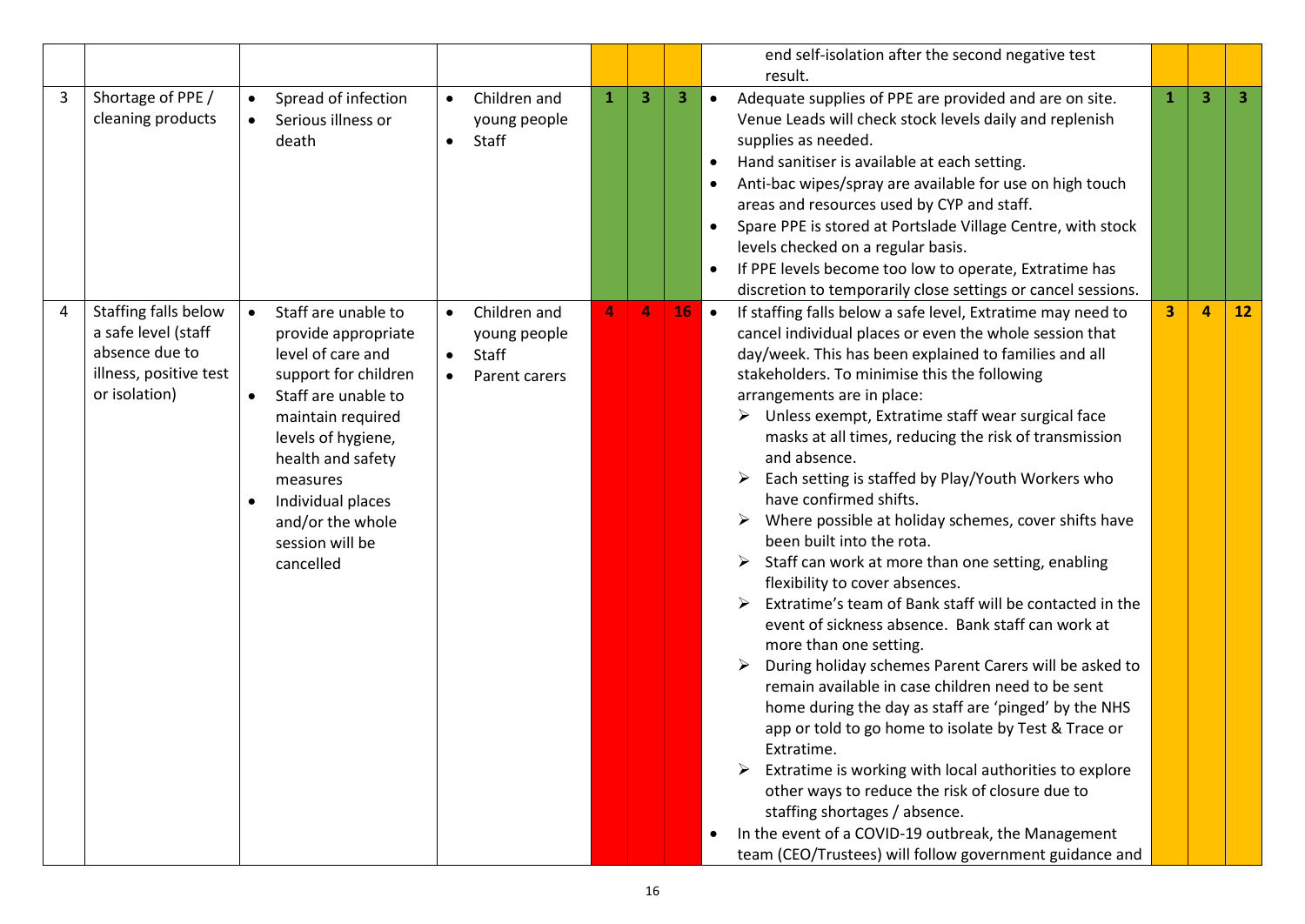| | | | | | | | | | | |
|---|---|---|---|---|---|---|---|---|---|---|
| | | | | | | | end self-isolation after the second negative test result. | | | |
| 3 | Shortage of PPE / cleaning products | • Spread of infection<br>• Serious illness or death | • Children and young people<br>• Staff | 1 | 3 | 3 | • Adequate supplies of PPE are provided and are on site. Venue Leads will check stock levels daily and replenish supplies as needed.<br>• Hand sanitiser is available at each setting.<br>• Anti-bac wipes/spray are available for use on high touch areas and resources used by CYP and staff.<br>• Spare PPE is stored at Portslade Village Centre, with stock levels checked on a regular basis.<br>• If PPE levels become too low to operate, Extratime has discretion to temporarily close settings or cancel sessions. | 1 | 3 | 3 |
| 4 | Staffing falls below a safe level (staff absence due to illness, positive test or isolation) | • Staff are unable to provide appropriate level of care and support for children<br>• Staff are unable to maintain required levels of hygiene, health and safety measures<br>• Individual places and/or the whole session will be cancelled | • Children and young people<br>• Staff<br>• Parent carers | 4 | 4 | 16 | • If staffing falls below a safe level, Extratime may need to cancel individual places or even the whole session that day/week. This has been explained to families and all stakeholders. To minimise this the following arrangements are in place:<br>➢ Unless exempt, Extratime staff wear surgical face masks at all times, reducing the risk of transmission and absence.<br>➢ Each setting is staffed by Play/Youth Workers who have confirmed shifts.<br>➢ Where possible at holiday schemes, cover shifts have been built into the rota.<br>➢ Staff can work at more than one setting, enabling flexibility to cover absences.<br>➢ Extratime's team of Bank staff will be contacted in the event of sickness absence. Bank staff can work at more than one setting.<br>➢ During holiday schemes Parent Carers will be asked to remain available in case children need to be sent home during the day as staff are 'pinged' by the NHS app or told to go home to isolate by Test & Trace or Extratime.<br>➢ Extratime is working with local authorities to explore other ways to reduce the risk of closure due to staffing shortages / absence.<br>• In the event of a COVID-19 outbreak, the Management team (CEO/Trustees) will follow government guidance and | 3 | 4 | 12 |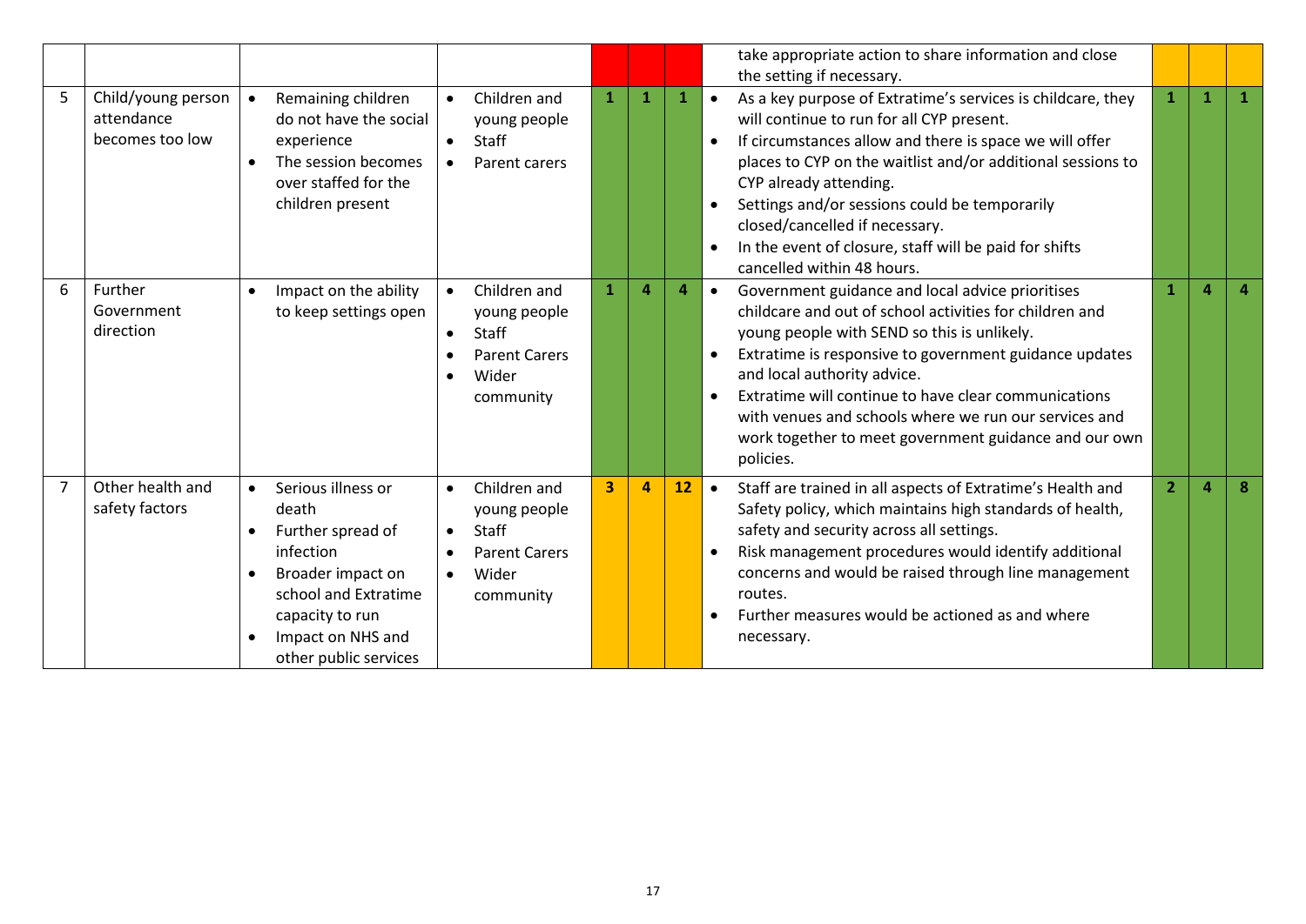| | | | | | | | | | | |
|---|---|---|---|---|---|---|---|---|---|---|
| | | | | | | | • take appropriate action to share information and close the setting if necessary. | | | |
| 5 | Child/young person attendance becomes too low | • Remaining children do not have the social experience<br>• The session becomes over staffed for the children present | • Children and young people<br>• Staff<br>• Parent carers | 1 | 1 | 1 | • As a key purpose of Extratime's services is childcare, they will continue to run for all CYP present.<br>• If circumstances allow and there is space we will offer places to CYP on the waitlist and/or additional sessions to CYP already attending.<br>• Settings and/or sessions could be temporarily closed/cancelled if necessary.<br>• In the event of closure, staff will be paid for shifts cancelled within 48 hours. | 1 | 1 | 1 |
| 6 | Further Government direction | • Impact on the ability to keep settings open | • Children and young people<br>• Staff<br>• Parent Carers<br>• Wider community | 1 | 4 | 4 | • Government guidance and local advice prioritises childcare and out of school activities for children and young people with SEND so this is unlikely.<br>• Extratime is responsive to government guidance updates and local authority advice.<br>• Extratime will continue to have clear communications with venues and schools where we run our services and work together to meet government guidance and our own policies. | 1 | 4 | 4 |
| 7 | Other health and safety factors | • Serious illness or death<br>• Further spread of infection<br>• Broader impact on school and Extratime capacity to run<br>• Impact on NHS and other public services | • Children and young people<br>• Staff<br>• Parent Carers<br>• Wider community | 3 | 4 | 12 | • Staff are trained in all aspects of Extratime's Health and Safety policy, which maintains high standards of health, safety and security across all settings.<br>• Risk management procedures would identify additional concerns and would be raised through line management routes.<br>• Further measures would be actioned as and where necessary. | 2 | 4 | 8 |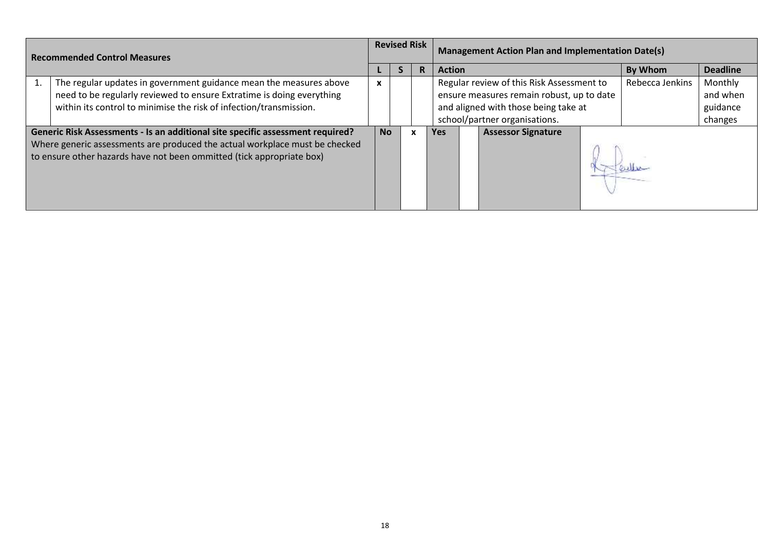| Recommended Control Measures | | Revised Risk | | | Management Action Plan and Implementation Date(s) | | |
|---|---|---|---|---|---|---|---|
| | | L | S | R | Action | By Whom | Deadline |
| 1. | The regular updates in government guidance mean the measures above need to be regularly reviewed to ensure Extratime is doing everything within its control to minimise the risk of infection/transmission. | x | | | Regular review of this Risk Assessment to ensure measures remain robust, up to date and aligned with those being take at school/partner organisations. | Rebecca Jenkins | Monthly and when guidance changes |

| Generic Risk Assessments - Is an additional site specific assessment required? | No | | Yes | | Assessor Signature | |
|---|---|---|---|---|---|---|
| Where generic assessments are produced the actual workplace must be checked to ensure other hazards have not been ommitted (tick appropriate box) | | x | | | | |